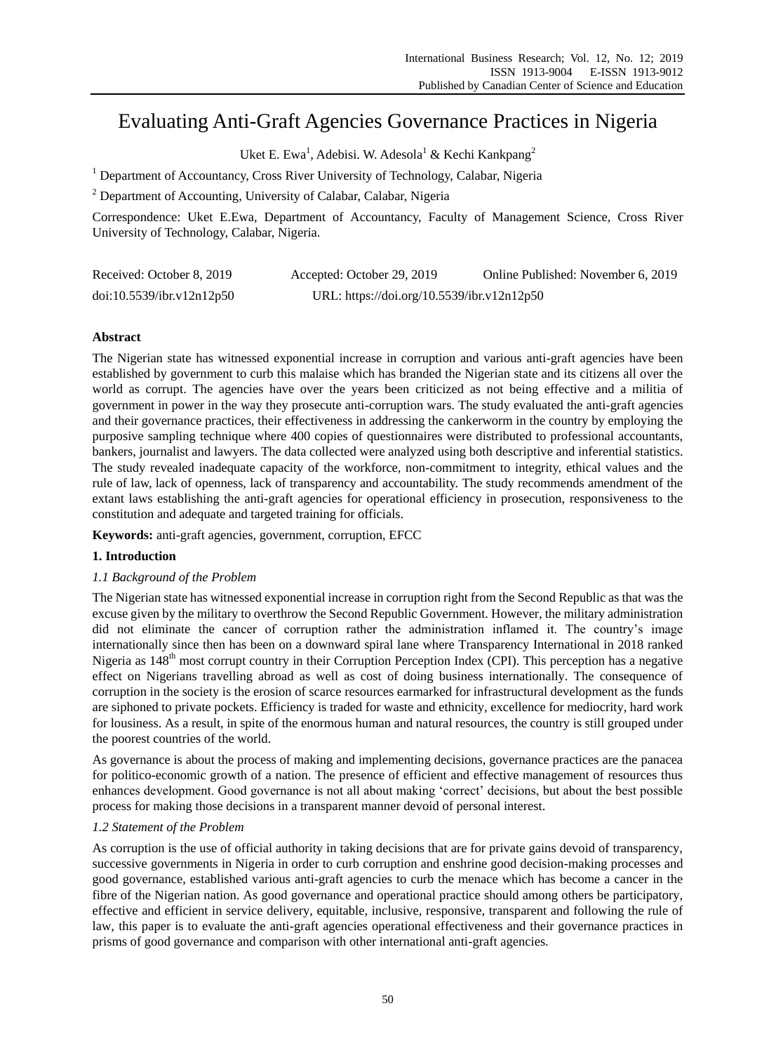# Evaluating Anti-Graft Agencies Governance Practices in Nigeria

Uket E. Ewa[1], Adebisi. W. Adesola[1] & Kechi Kankpang[2]

[1] Department of Accountancy, Cross River University of Technology, Calabar, Nigeria

[2] Department of Accounting, University of Calabar, Calabar, Nigeria

Correspondence: Uket E.Ewa, Department of Accountancy, Faculty of Management Science, Cross River University of Technology, Calabar, Nigeria.

Received: October 8, 2019 Accepted: October 29, 2019 Online Published: November 6, 2019

doi:10.5539/ibr.v12n12p50 URL: https://doi.org/10.5539/ibr.v12n12p50

## Abstract

The Nigerian state has witnessed exponential increase in corruption and various anti-graft agencies have been established by government to curb this malaise which has branded the Nigerian state and its citizens all over the world as corrupt. The agencies have over the years been criticized as not being effective and a militia of government in power in the way they prosecute anti-corruption wars. The study evaluated the anti-graft agencies and their governance practices, their effectiveness in addressing the cankerworm in the country by employing the purposive sampling technique where 400 copies of questionnaires were distributed to professional accountants, bankers, journalist and lawyers. The data collected were analyzed using both descriptive and inferential statistics. The study revealed inadequate capacity of the workforce, non-commitment to integrity, ethical values and the rule of law, lack of openness, lack of transparency and accountability. The study recommends amendment of the extant laws establishing the anti-graft agencies for operational efficiency in prosecution, responsiveness to the constitution and adequate and targeted training for officials.

**Keywords:** anti-graft agencies, government, corruption, EFCC

## 1. Introduction

### *1.1 Background of the Problem*

The Nigerian state has witnessed exponential increase in corruption right from the Second Republic as that was the excuse given by the military to overthrow the Second Republic Government. However, the military administration did not eliminate the cancer of corruption rather the administration inflamed it. The country's image internationally since then has been on a downward spiral lane where Transparency International in 2018 ranked Nigeria as 148th most corrupt country in their Corruption Perception Index (CPI). This perception has a negative effect on Nigerians travelling abroad as well as cost of doing business internationally. The consequence of corruption in the society is the erosion of scarce resources earmarked for infrastructural development as the funds are siphoned to private pockets. Efficiency is traded for waste and ethnicity, excellence for mediocrity, hard work for lousiness. As a result, in spite of the enormous human and natural resources, the country is still grouped under the poorest countries of the world.

As governance is about the process of making and implementing decisions, governance practices are the panacea for politico-economic growth of a nation. The presence of efficient and effective management of resources thus enhances development. Good governance is not all about making 'correct' decisions, but about the best possible process for making those decisions in a transparent manner devoid of personal interest.

### *1.2 Statement of the Problem*

As corruption is the use of official authority in taking decisions that are for private gains devoid of transparency, successive governments in Nigeria in order to curb corruption and enshrine good decision-making processes and good governance, established various anti-graft agencies to curb the menace which has become a cancer in the fibre of the Nigerian nation. As good governance and operational practice should among others be participatory, effective and efficient in service delivery, equitable, inclusive, responsive, transparent and following the rule of law, this paper is to evaluate the anti-graft agencies operational effectiveness and their governance practices in prisms of good governance and comparison with other international anti-graft agencies.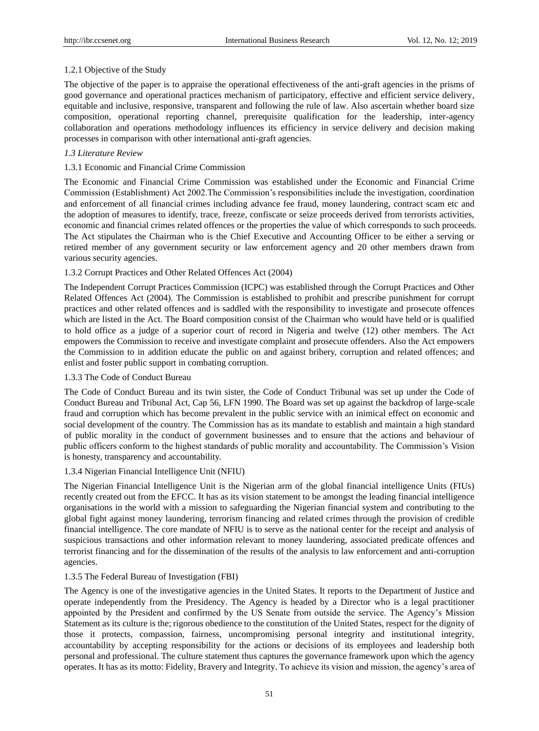#### 1.2.1 Objective of the Study

The objective of the paper is to appraise the operational effectiveness of the anti-graft agencies in the prisms of good governance and operational practices mechanism of participatory, effective and efficient service delivery, equitable and inclusive, responsive, transparent and following the rule of law. Also ascertain whether board size composition, operational reporting channel, prerequisite qualification for the leadership, inter-agency collaboration and operations methodology influences its efficiency in service delivery and decision making processes in comparison with other international anti-graft agencies.

### *1.3 Literature Review*

#### 1.3.1 Economic and Financial Crime Commission

The Economic and Financial Crime Commission was established under the Economic and Financial Crime Commission (Establishment) Act 2002.The Commission's responsibilities include the investigation, coordination and enforcement of all financial crimes including advance fee fraud, money laundering, contract scam etc and the adoption of measures to identify, trace, freeze, confiscate or seize proceeds derived from terrorists activities, economic and financial crimes related offences or the properties the value of which corresponds to such proceeds. The Act stipulates the Chairman who is the Chief Executive and Accounting Officer to be either a serving or retired member of any government security or law enforcement agency and 20 other members drawn from various security agencies.

#### 1.3.2 Corrupt Practices and Other Related Offences Act (2004)

The Independent Corrupt Practices Commission (ICPC) was established through the Corrupt Practices and Other Related Offences Act (2004). The Commission is established to prohibit and prescribe punishment for corrupt practices and other related offences and is saddled with the responsibility to investigate and prosecute offences which are listed in the Act. The Board composition consist of the Chairman who would have held or is qualified to hold office as a judge of a superior court of record in Nigeria and twelve (12) other members. The Act empowers the Commission to receive and investigate complaint and prosecute offenders. Also the Act empowers the Commission to in addition educate the public on and against bribery, corruption and related offences; and enlist and foster public support in combating corruption.

#### 1.3.3 The Code of Conduct Bureau

The Code of Conduct Bureau and its twin sister, the Code of Conduct Tribunal was set up under the Code of Conduct Bureau and Tribunal Act, Cap 56, LFN 1990. The Board was set up against the backdrop of large-scale fraud and corruption which has become prevalent in the public service with an inimical effect on economic and social development of the country. The Commission has as its mandate to establish and maintain a high standard of public morality in the conduct of government businesses and to ensure that the actions and behaviour of public officers conform to the highest standards of public morality and accountability. The Commission's Vision is honesty, transparency and accountability.

#### 1.3.4 Nigerian Financial Intelligence Unit (NFIU)

The Nigerian Financial Intelligence Unit is the Nigerian arm of the global financial intelligence Units (FIUs) recently created out from the EFCC. It has as its vision statement to be amongst the leading financial intelligence organisations in the world with a mission to safeguarding the Nigerian financial system and contributing to the global fight against money laundering, terrorism financing and related crimes through the provision of credible financial intelligence. The core mandate of NFIU is to serve as the national center for the receipt and analysis of suspicious transactions and other information relevant to money laundering, associated predicate offences and terrorist financing and for the dissemination of the results of the analysis to law enforcement and anti-corruption agencies.

#### 1.3.5 The Federal Bureau of Investigation (FBI)

The Agency is one of the investigative agencies in the United States. It reports to the Department of Justice and operate independently from the Presidency. The Agency is headed by a Director who is a legal practitioner appointed by the President and confirmed by the US Senate from outside the service. The Agency's Mission Statement as its culture is the; rigorous obedience to the constitution of the United States, respect for the dignity of those it protects, compassion, fairness, uncompromising personal integrity and institutional integrity, accountability by accepting responsibility for the actions or decisions of its employees and leadership both personal and professional. The culture statement thus captures the governance framework upon which the agency operates. It has as its motto: Fidelity, Bravery and Integrity. To achieve its vision and mission, the agency's area of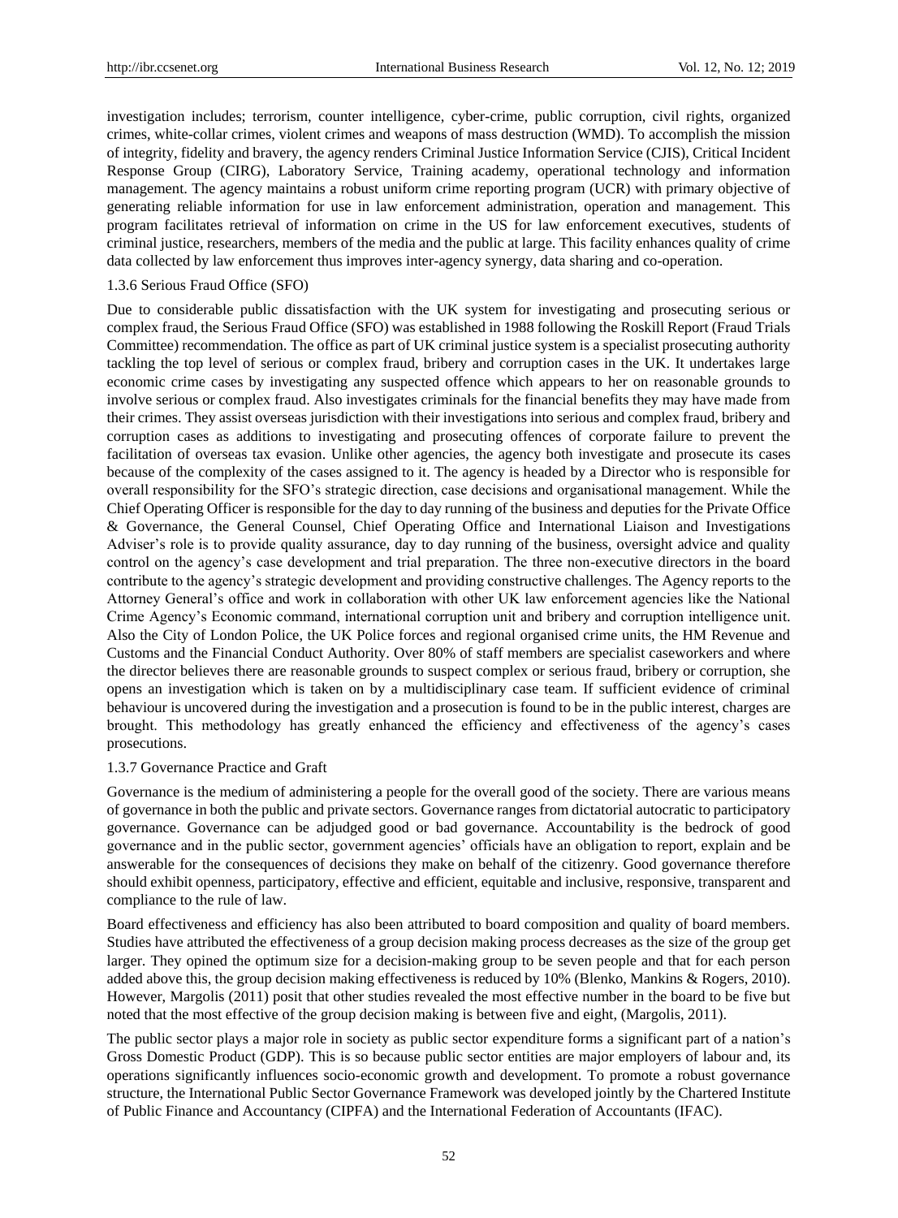investigation includes; terrorism, counter intelligence, cyber-crime, public corruption, civil rights, organized crimes, white-collar crimes, violent crimes and weapons of mass destruction (WMD). To accomplish the mission of integrity, fidelity and bravery, the agency renders Criminal Justice Information Service (CJIS), Critical Incident Response Group (CIRG), Laboratory Service, Training academy, operational technology and information management. The agency maintains a robust uniform crime reporting program (UCR) with primary objective of generating reliable information for use in law enforcement administration, operation and management. This program facilitates retrieval of information on crime in the US for law enforcement executives, students of criminal justice, researchers, members of the media and the public at large. This facility enhances quality of crime data collected by law enforcement thus improves inter-agency synergy, data sharing and co-operation.

#### 1.3.6 Serious Fraud Office (SFO)

Due to considerable public dissatisfaction with the UK system for investigating and prosecuting serious or complex fraud, the Serious Fraud Office (SFO) was established in 1988 following the Roskill Report (Fraud Trials Committee) recommendation. The office as part of UK criminal justice system is a specialist prosecuting authority tackling the top level of serious or complex fraud, bribery and corruption cases in the UK. It undertakes large economic crime cases by investigating any suspected offence which appears to her on reasonable grounds to involve serious or complex fraud. Also investigates criminals for the financial benefits they may have made from their crimes. They assist overseas jurisdiction with their investigations into serious and complex fraud, bribery and corruption cases as additions to investigating and prosecuting offences of corporate failure to prevent the facilitation of overseas tax evasion. Unlike other agencies, the agency both investigate and prosecute its cases because of the complexity of the cases assigned to it. The agency is headed by a Director who is responsible for overall responsibility for the SFO's strategic direction, case decisions and organisational management. While the Chief Operating Officer is responsible for the day to day running of the business and deputies for the Private Office & Governance, the General Counsel, Chief Operating Office and International Liaison and Investigations Adviser's role is to provide quality assurance, day to day running of the business, oversight advice and quality control on the agency's case development and trial preparation. The three non-executive directors in the board contribute to the agency's strategic development and providing constructive challenges. The Agency reports to the Attorney General's office and work in collaboration with other UK law enforcement agencies like the National Crime Agency's Economic command, international corruption unit and bribery and corruption intelligence unit. Also the City of London Police, the UK Police forces and regional organised crime units, the HM Revenue and Customs and the Financial Conduct Authority. Over 80% of staff members are specialist caseworkers and where the director believes there are reasonable grounds to suspect complex or serious fraud, bribery or corruption, she opens an investigation which is taken on by a multidisciplinary case team. If sufficient evidence of criminal behaviour is uncovered during the investigation and a prosecution is found to be in the public interest, charges are brought. This methodology has greatly enhanced the efficiency and effectiveness of the agency's cases prosecutions.

#### 1.3.7 Governance Practice and Graft

Governance is the medium of administering a people for the overall good of the society. There are various means of governance in both the public and private sectors. Governance ranges from dictatorial autocratic to participatory governance. Governance can be adjudged good or bad governance. Accountability is the bedrock of good governance and in the public sector, government agencies' officials have an obligation to report, explain and be answerable for the consequences of decisions they make on behalf of the citizenry. Good governance therefore should exhibit openness, participatory, effective and efficient, equitable and inclusive, responsive, transparent and compliance to the rule of law.

Board effectiveness and efficiency has also been attributed to board composition and quality of board members. Studies have attributed the effectiveness of a group decision making process decreases as the size of the group get larger. They opined the optimum size for a decision-making group to be seven people and that for each person added above this, the group decision making effectiveness is reduced by 10% (Blenko, Mankins & Rogers, 2010). However, Margolis (2011) posit that other studies revealed the most effective number in the board to be five but noted that the most effective of the group decision making is between five and eight, (Margolis, 2011).

The public sector plays a major role in society as public sector expenditure forms a significant part of a nation's Gross Domestic Product (GDP). This is so because public sector entities are major employers of labour and, its operations significantly influences socio-economic growth and development. To promote a robust governance structure, the International Public Sector Governance Framework was developed jointly by the Chartered Institute of Public Finance and Accountancy (CIPFA) and the International Federation of Accountants (IFAC).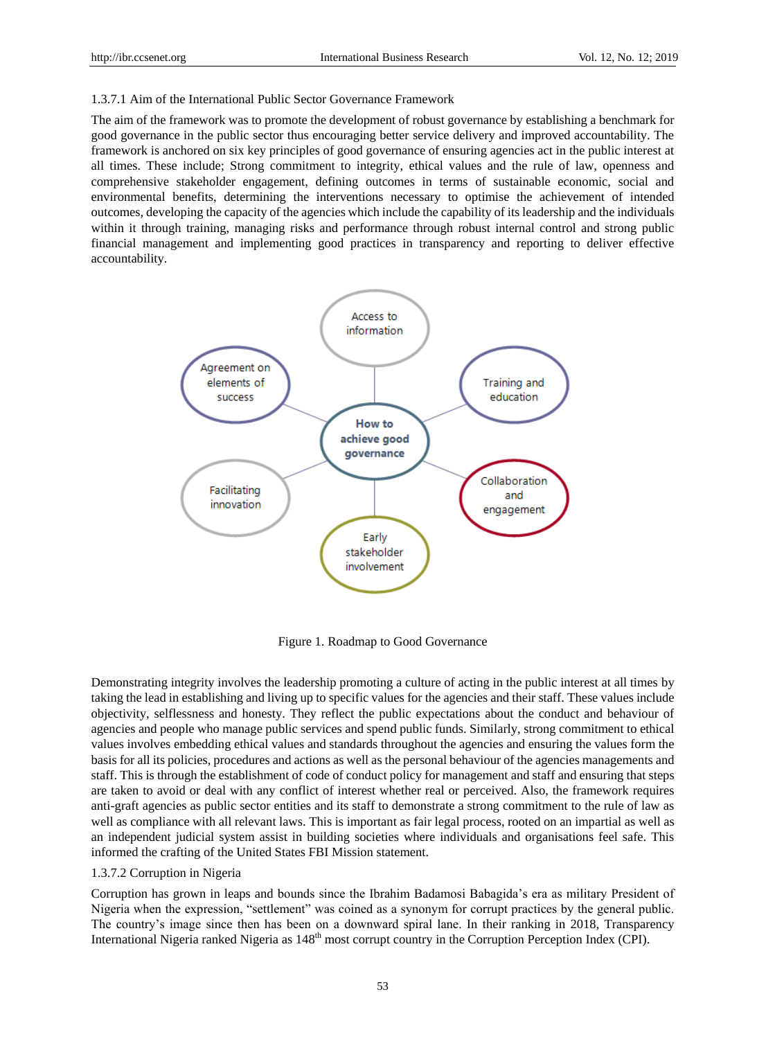#### 1.3.7.1 Aim of the International Public Sector Governance Framework

The aim of the framework was to promote the development of robust governance by establishing a benchmark for good governance in the public sector thus encouraging better service delivery and improved accountability. The framework is anchored on six key principles of good governance of ensuring agencies act in the public interest at all times. These include; Strong commitment to integrity, ethical values and the rule of law, openness and comprehensive stakeholder engagement, defining outcomes in terms of sustainable economic, social and environmental benefits, determining the interventions necessary to optimise the achievement of intended outcomes, developing the capacity of the agencies which include the capability of its leadership and the individuals within it through training, managing risks and performance through robust internal control and strong public financial management and implementing good practices in transparency and reporting to deliver effective accountability.

Access to information

Agreement on elements of success

Training and education

How to achieve good governance

Facilitating innovation

Collaboration and engagement

Early stakeholder involvement

Figure 1. Roadmap to Good Governance

Demonstrating integrity involves the leadership promoting a culture of acting in the public interest at all times by taking the lead in establishing and living up to specific values for the agencies and their staff. These values include objectivity, selflessness and honesty. They reflect the public expectations about the conduct and behaviour of agencies and people who manage public services and spend public funds. Similarly, strong commitment to ethical values involves embedding ethical values and standards throughout the agencies and ensuring the values form the basis for all its policies, procedures and actions as well as the personal behaviour of the agencies managements and staff. This is through the establishment of code of conduct policy for management and staff and ensuring that steps are taken to avoid or deal with any conflict of interest whether real or perceived. Also, the framework requires anti-graft agencies as public sector entities and its staff to demonstrate a strong commitment to the rule of law as well as compliance with all relevant laws. This is important as fair legal process, rooted on an impartial as well as an independent judicial system assist in building societies where individuals and organisations feel safe. This informed the crafting of the United States FBI Mission statement.

#### 1.3.7.2 Corruption in Nigeria

Corruption has grown in leaps and bounds since the Ibrahim Badamosi Babagida's era as military President of Nigeria when the expression, "settlement" was coined as a synonym for corrupt practices by the general public. The country's image since then has been on a downward spiral lane. In their ranking in 2018, Transparency International Nigeria ranked Nigeria as 148th most corrupt country in the Corruption Perception Index (CPI).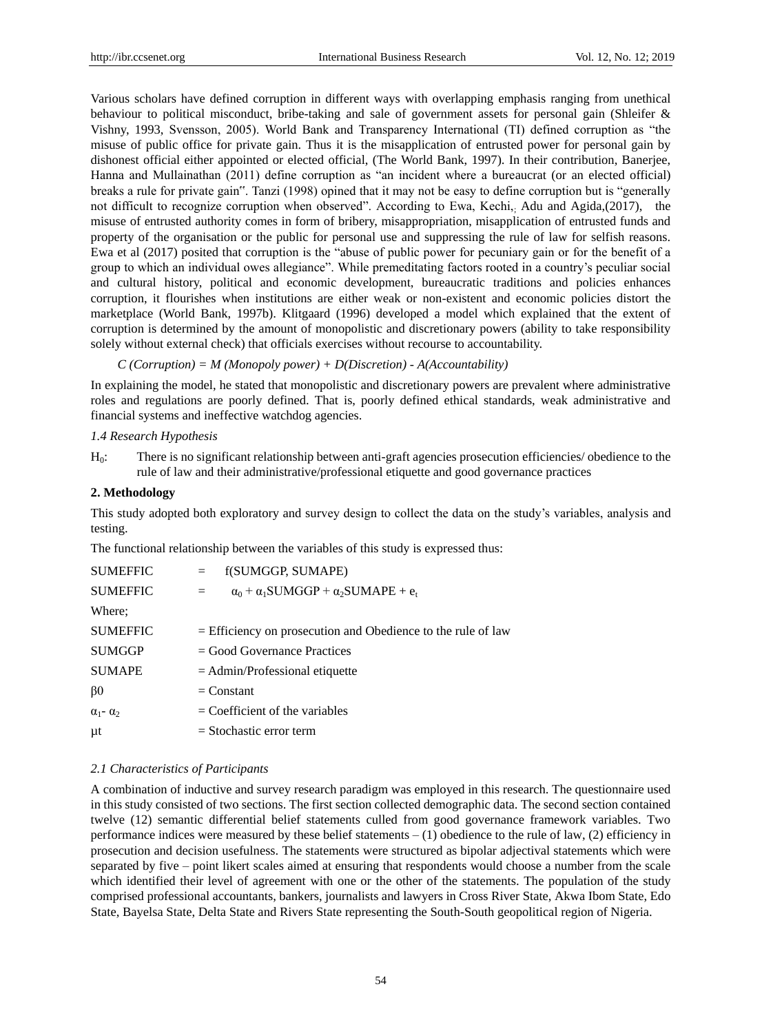Various scholars have defined corruption in different ways with overlapping emphasis ranging from unethical behaviour to political misconduct, bribe-taking and sale of government assets for personal gain (Shleifer & Vishny, 1993, Svensson, 2005). World Bank and Transparency International (TI) defined corruption as "the misuse of public office for private gain. Thus it is the misapplication of entrusted power for personal gain by dishonest official either appointed or elected official, (The World Bank, 1997). In their contribution, Banerjee, Hanna and Mullainathan (2011) define corruption as "an incident where a bureaucrat (or an elected official) breaks a rule for private gain". Tanzi (1998) opined that it may not be easy to define corruption but is "generally not difficult to recognize corruption when observed". According to Ewa, Kechi,; Adu and Agida,(2017), the misuse of entrusted authority comes in form of bribery, misappropriation, misapplication of entrusted funds and property of the organisation or the public for personal use and suppressing the rule of law for selfish reasons. Ewa et al (2017) posited that corruption is the "abuse of public power for pecuniary gain or for the benefit of a group to which an individual owes allegiance". While premeditating factors rooted in a country's peculiar social and cultural history, political and economic development, bureaucratic traditions and policies enhances corruption, it flourishes when institutions are either weak or non-existent and economic policies distort the marketplace (World Bank, 1997b). Klitgaard (1996) developed a model which explained that the extent of corruption is determined by the amount of monopolistic and discretionary powers (ability to take responsibility solely without external check) that officials exercises without recourse to accountability.

*C (Corruption) = M (Monopoly power) + D(Discretion) - A(Accountability)*

In explaining the model, he stated that monopolistic and discretionary powers are prevalent where administrative roles and regulations are poorly defined. That is, poorly defined ethical standards, weak administrative and financial systems and ineffective watchdog agencies.

### *1.4 Research Hypothesis*

$H_0$: There is no significant relationship between anti-graft agencies prosecution efficiencies/ obedience to the rule of law and their administrative/professional etiquette and good governance practices

## 2. Methodology

This study adopted both exploratory and survey design to collect the data on the study's variables, analysis and testing.

The functional relationship between the variables of this study is expressed thus:

$$SUMEFFIC = f(SUMGGP, SUMAPE)$$

$$SUMEFFIC = \alpha_0 + \alpha_1 SUMGGP + \alpha_2 SUMAPE + e_t$$

Where;

SUMEFFIC = Efficiency on prosecution and Obedience to the rule of law

SUMGGP = Good Governance Practices

SUMAPE = Admin/Professional etiquette

$\beta 0$ = Constant

$\alpha_1$- $\alpha_2$ = Coefficient of the variables

$\mu t$ = Stochastic error term

### *2.1 Characteristics of Participants*

A combination of inductive and survey research paradigm was employed in this research. The questionnaire used in this study consisted of two sections. The first section collected demographic data. The second section contained twelve (12) semantic differential belief statements culled from good governance framework variables. Two performance indices were measured by these belief statements – (1) obedience to the rule of law, (2) efficiency in prosecution and decision usefulness. The statements were structured as bipolar adjectival statements which were separated by five – point likert scales aimed at ensuring that respondents would choose a number from the scale which identified their level of agreement with one or the other of the statements. The population of the study comprised professional accountants, bankers, journalists and lawyers in Cross River State, Akwa Ibom State, Edo State, Bayelsa State, Delta State and Rivers State representing the South-South geopolitical region of Nigeria.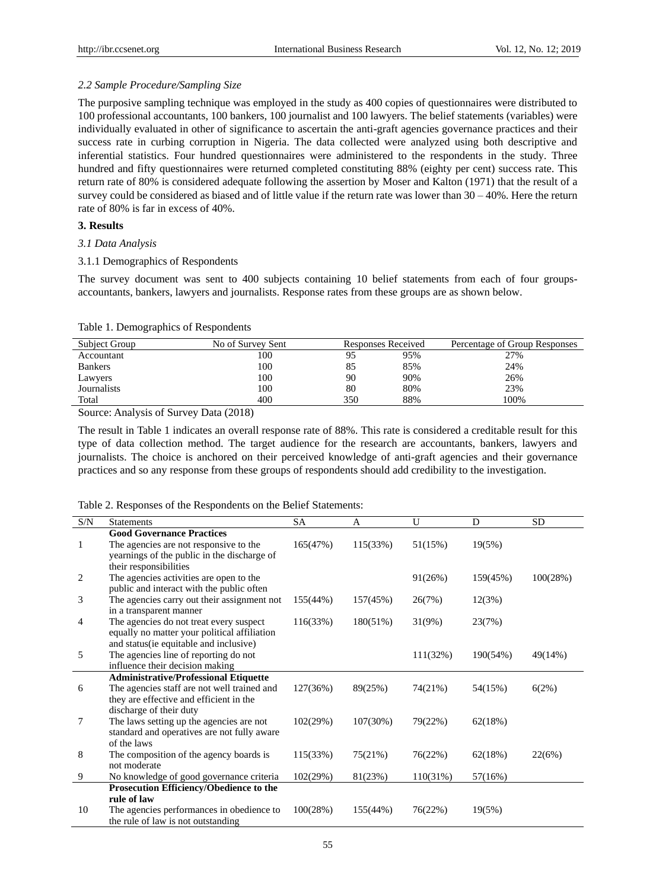*2.2 Sample Procedure/Sampling Size*

The purposive sampling technique was employed in the study as 400 copies of questionnaires were distributed to 100 professional accountants, 100 bankers, 100 journalist and 100 lawyers. The belief statements (variables) were individually evaluated in other of significance to ascertain the anti-graft agencies governance practices and their success rate in curbing corruption in Nigeria. The data collected were analyzed using both descriptive and inferential statistics. Four hundred questionnaires were administered to the respondents in the study. Three hundred and fifty questionnaires were returned completed constituting 88% (eighty per cent) success rate. This return rate of 80% is considered adequate following the assertion by Moser and Kalton (1971) that the result of a survey could be considered as biased and of little value if the return rate was lower than 30 – 40%. Here the return rate of 80% is far in excess of 40%.

## 3. Results

*3.1 Data Analysis*

3.1.1 Demographics of Respondents

The survey document was sent to 400 subjects containing 10 belief statements from each of four groups- accountants, bankers, lawyers and journalists. Response rates from these groups are as shown below.

Table 1. Demographics of Respondents

| Subject Group | No of Survey Sent | Responses Received | | Percentage of Group Responses |
|---|---|---|---|---|
| Accountant | 100 | 95 | 95% | 27% |
| Bankers | 100 | 85 | 85% | 24% |
| Lawyers | 100 | 90 | 90% | 26% |
| Journalists | 100 | 80 | 80% | 23% |
| Total | 400 | 350 | 88% | 100% |

Source: Analysis of Survey Data (2018)

The result in Table 1 indicates an overall response rate of 88%. This rate is considered a creditable result for this type of data collection method. The target audience for the research are accountants, bankers, lawyers and journalists. The choice is anchored on their perceived knowledge of anti-graft agencies and their governance practices and so any response from these groups of respondents should add credibility to the investigation.

Table 2. Responses of the Respondents on the Belief Statements:

| S/N | Statements | SA | A | U | D | SD |
|---|---|---|---|---|---|---|
| | **Good Governance Practices** | | | | | |
| 1 | The agencies are not responsive to the yearnings of the public in the discharge of their responsibilities | 165(47%) | 115(33%) | 51(15%) | 19(5%) | |
| 2 | The agencies activities are open to the public and interact with the public often | | | 91(26%) | 159(45%) | 100(28%) |
| 3 | The agencies carry out their assignment not in a transparent manner | 155(44%) | 157(45%) | 26(7%) | 12(3%) | |
| 4 | The agencies do not treat every suspect equally no matter your political affiliation and status(ie equitable and inclusive) | 116(33%) | 180(51%) | 31(9%) | 23(7%) | |
| 5 | The agencies line of reporting do not influence their decision making | | | 111(32%) | 190(54%) | 49(14%) |
| | **Administrative/Professional Etiquette** | | | | | |
| 6 | The agencies staff are not well trained and they are effective and efficient in the discharge of their duty | 127(36%) | 89(25%) | 74(21%) | 54(15%) | 6(2%) |
| 7 | The laws setting up the agencies are not standard and operatives are not fully aware of the laws | 102(29%) | 107(30%) | 79(22%) | 62(18%) | |
| 8 | The composition of the agency boards is not moderate | 115(33%) | 75(21%) | 76(22%) | 62(18%) | 22(6%) |
| 9 | No knowledge of good governance criteria | 102(29%) | 81(23%) | 110(31%) | 57(16%) | |
| | **Prosecution Efficiency/Obedience to the rule of law** | | | | | |
| 10 | The agencies performances in obedience to the rule of law is not outstanding | 100(28%) | 155(44%) | 76(22%) | 19(5%) | |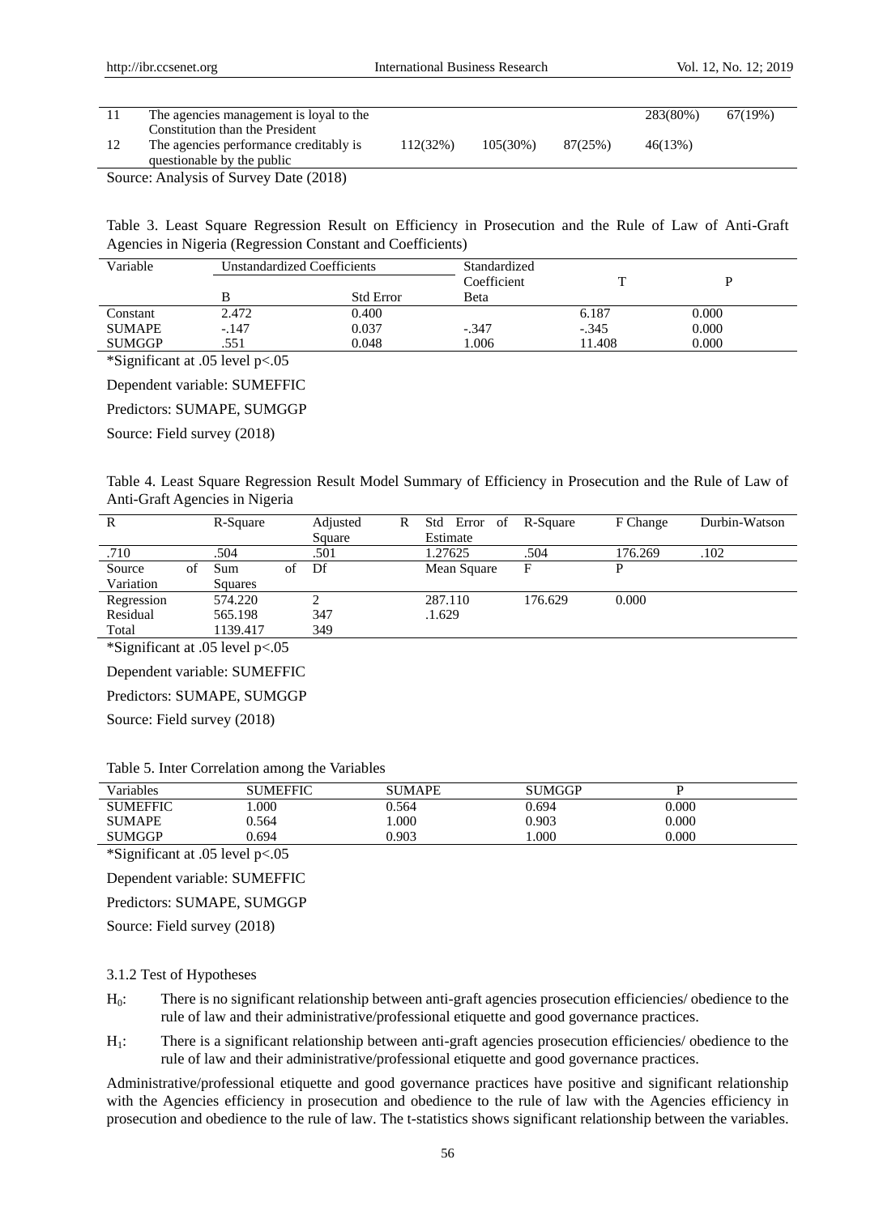| 11 | The agencies management is loyal to the Constitution than the President | | | | 283(80%) | 67(19%) |
|---|---|---|---|---|---|---|
| 12 | The agencies performance creditably is questionable by the public | 112(32%) | 105(30%) | 87(25%) | 46(13%) | |

Source: Analysis of Survey Date (2018)

Table 3. Least Square Regression Result on Efficiency in Prosecution and the Rule of Law of Anti-Graft Agencies in Nigeria (Regression Constant and Coefficients)

| Variable | Unstandardized Coefficients | | Standardized Coefficient | T | P |
|---|---|---|---|---|---|
| | B | Std Error | Beta | | |
| Constant | 2.472 | 0.400 | | 6.187 | 0.000 |
| SUMAPE | -.147 | 0.037 | -.347 | -.345 | 0.000 |
| SUMGGP | .551 | 0.048 | 1.006 | 11.408 | 0.000 |

*Significant at .05 level p<.05

Dependent variable: SUMEFFIC

Predictors: SUMAPE, SUMGGP

Source: Field survey (2018)

Table 4. Least Square Regression Result Model Summary of Efficiency in Prosecution and the Rule of Law of Anti-Graft Agencies in Nigeria

| R | R-Square | Adjusted R Square | Std Error of Estimate | R-Square | F Change | Durbin-Watson |
|---|---|---|---|---|---|---|
| .710 | .504 | .501 | 1.27625 | .504 | 176.269 | .102 |
| Source of Variation | Sum of Squares | Df | Mean Square | F | P | |
| Regression | 574.220 | 2 | 287.110 | 176.629 | 0.000 | |
| Residual | 565.198 | 347 | .1.629 | | | |
| Total | 1139.417 | 349 | | | | |

*Significant at .05 level p<.05

Dependent variable: SUMEFFIC

Predictors: SUMAPE, SUMGGP

Source: Field survey (2018)

Table 5. Inter Correlation among the Variables

| Variables | SUMEFFIC | SUMAPE | SUMGGP | P |
|---|---|---|---|---|
| SUMEFFIC | 1.000 | 0.564 | 0.694 | 0.000 |
| SUMAPE | 0.564 | 1.000 | 0.903 | 0.000 |
| SUMGGP | 0.694 | 0.903 | 1.000 | 0.000 |

*Significant at .05 level p<.05

Dependent variable: SUMEFFIC

Predictors: SUMAPE, SUMGGP

Source: Field survey (2018)

### 3.1.2 Test of Hypotheses

$H_0$: There is no significant relationship between anti-graft agencies prosecution efficiencies/ obedience to the rule of law and their administrative/professional etiquette and good governance practices.

$H_1$: There is a significant relationship between anti-graft agencies prosecution efficiencies/ obedience to the rule of law and their administrative/professional etiquette and good governance practices.

Administrative/professional etiquette and good governance practices have positive and significant relationship with the Agencies efficiency in prosecution and obedience to the rule of law with the Agencies efficiency in prosecution and obedience to the rule of law. The t-statistics shows significant relationship between the variables.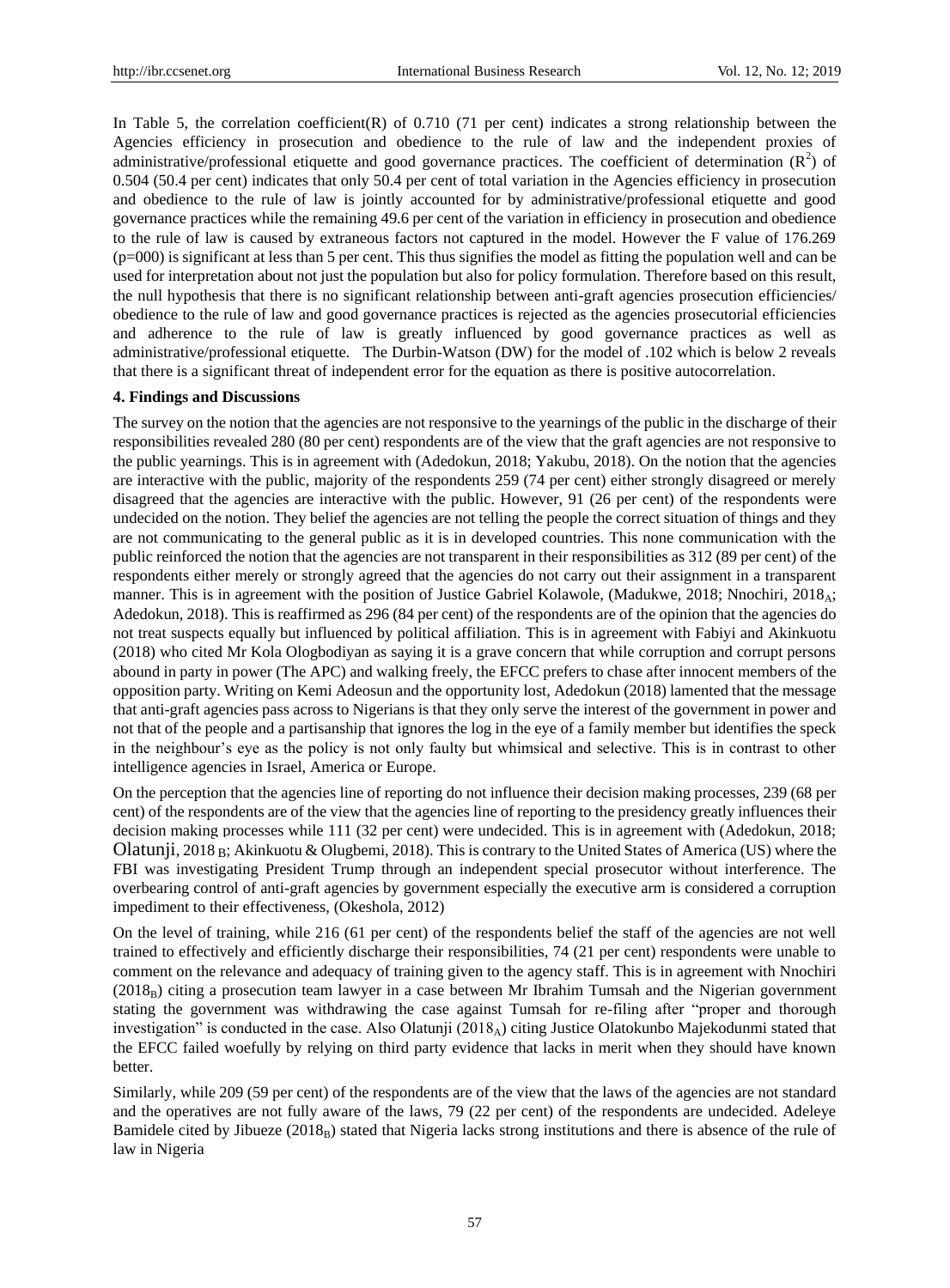In Table 5, the correlation coefficient(R) of 0.710 (71 per cent) indicates a strong relationship between the Agencies efficiency in prosecution and obedience to the rule of law and the independent proxies of administrative/professional etiquette and good governance practices. The coefficient of determination ($R^2$) of 0.504 (50.4 per cent) indicates that only 50.4 per cent of total variation in the Agencies efficiency in prosecution and obedience to the rule of law is jointly accounted for by administrative/professional etiquette and good governance practices while the remaining 49.6 per cent of the variation in efficiency in prosecution and obedience to the rule of law is caused by extraneous factors not captured in the model. However the F value of 176.269 (p=000) is significant at less than 5 per cent. This thus signifies the model as fitting the population well and can be used for interpretation about not just the population but also for policy formulation. Therefore based on this result, the null hypothesis that there is no significant relationship between anti-graft agencies prosecution efficiencies/ obedience to the rule of law and good governance practices is rejected as the agencies prosecutorial efficiencies and adherence to the rule of law is greatly influenced by good governance practices as well as administrative/professional etiquette. The Durbin-Watson (DW) for the model of .102 which is below 2 reveals that there is a significant threat of independent error for the equation as there is positive autocorrelation.

## 4. Findings and Discussions

The survey on the notion that the agencies are not responsive to the yearnings of the public in the discharge of their responsibilities revealed 280 (80 per cent) respondents are of the view that the graft agencies are not responsive to the public yearnings. This is in agreement with (Adedokun, 2018; Yakubu, 2018). On the notion that the agencies are interactive with the public, majority of the respondents 259 (74 per cent) either strongly disagreed or merely disagreed that the agencies are interactive with the public. However, 91 (26 per cent) of the respondents were undecided on the notion. They belief the agencies are not telling the people the correct situation of things and they are not communicating to the general public as it is in developed countries. This none communication with the public reinforced the notion that the agencies are not transparent in their responsibilities as 312 (89 per cent) of the respondents either merely or strongly agreed that the agencies do not carry out their assignment in a transparent manner. This is in agreement with the position of Justice Gabriel Kolawole, (Madukwe, 2018; Nnochiri, $2018_A$; Adedokun, 2018). This is reaffirmed as 296 (84 per cent) of the respondents are of the opinion that the agencies do not treat suspects equally but influenced by political affiliation. This is in agreement with Fabiyi and Akinkuotu (2018) who cited Mr Kola Ologbodiyan as saying it is a grave concern that while corruption and corrupt persons abound in party in power (The APC) and walking freely, the EFCC prefers to chase after innocent members of the opposition party. Writing on Kemi Adeosun and the opportunity lost, Adedokun (2018) lamented that the message that anti-graft agencies pass across to Nigerians is that they only serve the interest of the government in power and not that of the people and a partisanship that ignores the log in the eye of a family member but identifies the speck in the neighbour's eye as the policy is not only faulty but whimsical and selective. This is in contrast to other intelligence agencies in Israel, America or Europe.

On the perception that the agencies line of reporting do not influence their decision making processes, 239 (68 per cent) of the respondents are of the view that the agencies line of reporting to the presidency greatly influences their decision making processes while 111 (32 per cent) were undecided. This is in agreement with (Adedokun, 2018; Olatunji, $2018_B$; Akinkuotu & Olugbemi, 2018). This is contrary to the United States of America (US) where the FBI was investigating President Trump through an independent special prosecutor without interference. The overbearing control of anti-graft agencies by government especially the executive arm is considered a corruption impediment to their effectiveness, (Okeshola, 2012)

On the level of training, while 216 (61 per cent) of the respondents belief the staff of the agencies are not well trained to effectively and efficiently discharge their responsibilities, 74 (21 per cent) respondents were unable to comment on the relevance and adequacy of training given to the agency staff. This is in agreement with Nnochiri ($2018_B$) citing a prosecution team lawyer in a case between Mr Ibrahim Tumsah and the Nigerian government stating the government was withdrawing the case against Tumsah for re-filing after "proper and thorough investigation" is conducted in the case. Also Olatunji ($2018_A$) citing Justice Olatokunbo Majekodunmi stated that the EFCC failed woefully by relying on third party evidence that lacks in merit when they should have known better.

Similarly, while 209 (59 per cent) of the respondents are of the view that the laws of the agencies are not standard and the operatives are not fully aware of the laws, 79 (22 per cent) of the respondents are undecided. Adeleye Bamidele cited by Jibueze ($2018_B$) stated that Nigeria lacks strong institutions and there is absence of the rule of law in Nigeria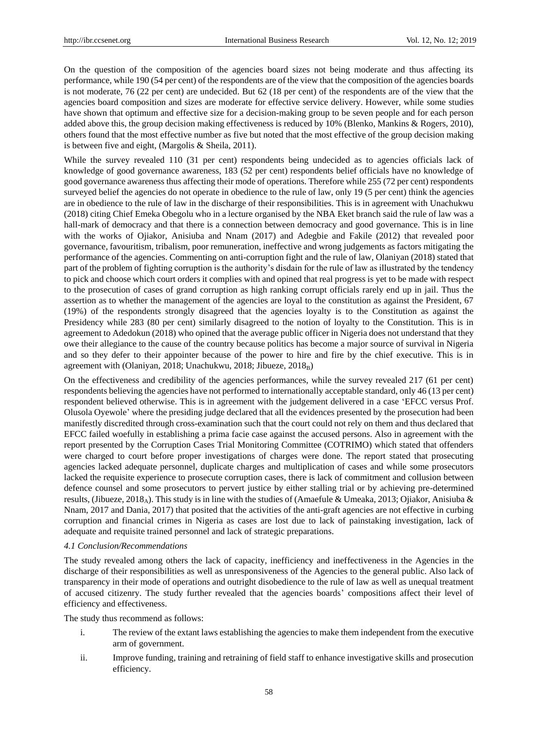On the question of the composition of the agencies board sizes not being moderate and thus affecting its performance, while 190 (54 per cent) of the respondents are of the view that the composition of the agencies boards is not moderate, 76 (22 per cent) are undecided. But 62 (18 per cent) of the respondents are of the view that the agencies board composition and sizes are moderate for effective service delivery. However, while some studies have shown that optimum and effective size for a decision-making group to be seven people and for each person added above this, the group decision making effectiveness is reduced by 10% (Blenko, Mankins & Rogers, 2010), others found that the most effective number as five but noted that the most effective of the group decision making is between five and eight, (Margolis & Sheila, 2011).

While the survey revealed 110 (31 per cent) respondents being undecided as to agencies officials lack of knowledge of good governance awareness, 183 (52 per cent) respondents belief officials have no knowledge of good governance awareness thus affecting their mode of operations. Therefore while 255 (72 per cent) respondents surveyed belief the agencies do not operate in obedience to the rule of law, only 19 (5 per cent) think the agencies are in obedience to the rule of law in the discharge of their responsibilities. This is in agreement with Unachukwu (2018) citing Chief Emeka Obegolu who in a lecture organised by the NBA Eket branch said the rule of law was a hall-mark of democracy and that there is a connection between democracy and good governance. This is in line with the works of Ojiakor, Anisiuba and Nnam (2017) and Adegbie and Fakile (2012) that revealed poor governance, favouritism, tribalism, poor remuneration, ineffective and wrong judgements as factors mitigating the performance of the agencies. Commenting on anti-corruption fight and the rule of law, Olaniyan (2018) stated that part of the problem of fighting corruption is the authority's disdain for the rule of law as illustrated by the tendency to pick and choose which court orders it complies with and opined that real progress is yet to be made with respect to the prosecution of cases of grand corruption as high ranking corrupt officials rarely end up in jail. Thus the assertion as to whether the management of the agencies are loyal to the constitution as against the President, 67 (19%) of the respondents strongly disagreed that the agencies loyalty is to the Constitution as against the Presidency while 283 (80 per cent) similarly disagreed to the notion of loyalty to the Constitution. This is in agreement to Adedokun (2018) who opined that the average public officer in Nigeria does not understand that they owe their allegiance to the cause of the country because politics has become a major source of survival in Nigeria and so they defer to their appointer because of the power to hire and fire by the chief executive. This is in agreement with (Olaniyan, 2018; Unachukwu, 2018; Jibueze, $2018_B$)

On the effectiveness and credibility of the agencies performances, while the survey revealed 217 (61 per cent) respondents believing the agencies have not performed to internationally acceptable standard, only 46 (13 per cent) respondent believed otherwise. This is in agreement with the judgement delivered in a case 'EFCC versus Prof. Olusola Oyewole' where the presiding judge declared that all the evidences presented by the prosecution had been manifestly discredited through cross-examination such that the court could not rely on them and thus declared that EFCC failed woefully in establishing a prima facie case against the accused persons. Also in agreement with the report presented by the Corruption Cases Trial Monitoring Committee (COTRIMO) which stated that offenders were charged to court before proper investigations of charges were done. The report stated that prosecuting agencies lacked adequate personnel, duplicate charges and multiplication of cases and while some prosecutors lacked the requisite experience to prosecute corruption cases, there is lack of commitment and collusion between defence counsel and some prosecutors to pervert justice by either stalling trial or by achieving pre-determined results, (Jibueze, $2018_A$). This study is in line with the studies of (Amaefule & Umeaka, 2013; Ojiakor, Anisiuba & Nnam, 2017 and Dania, 2017) that posited that the activities of the anti-graft agencies are not effective in curbing corruption and financial crimes in Nigeria as cases are lost due to lack of painstaking investigation, lack of adequate and requisite trained personnel and lack of strategic preparations.

### *4.1 Conclusion/Recommendations*

The study revealed among others the lack of capacity, inefficiency and ineffectiveness in the Agencies in the discharge of their responsibilities as well as unresponsiveness of the Agencies to the general public. Also lack of transparency in their mode of operations and outright disobedience to the rule of law as well as unequal treatment of accused citizenry. The study further revealed that the agencies boards' compositions affect their level of efficiency and effectiveness.

The study thus recommend as follows:

i. The review of the extant laws establishing the agencies to make them independent from the executive arm of government.

ii. Improve funding, training and retraining of field staff to enhance investigative skills and prosecution efficiency.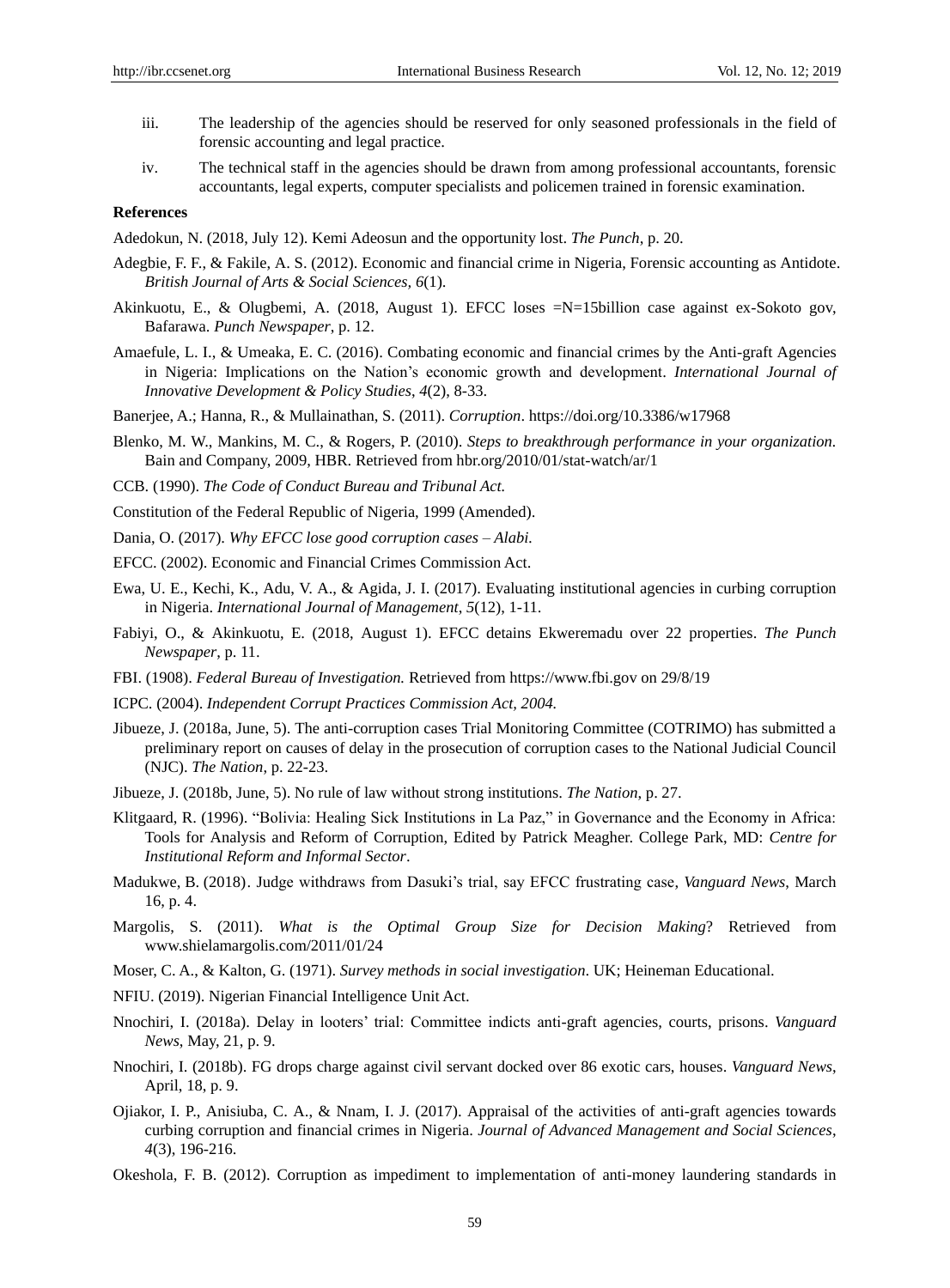iii. The leadership of the agencies should be reserved for only seasoned professionals in the field of forensic accounting and legal practice.

iv. The technical staff in the agencies should be drawn from among professional accountants, forensic accountants, legal experts, computer specialists and policemen trained in forensic examination.

**References**

Adedokun, N. (2018, July 12). Kemi Adeosun and the opportunity lost. *The Punch*, p. 20.

Adegbie, F. F., & Fakile, A. S. (2012). Economic and financial crime in Nigeria, Forensic accounting as Antidote. *British Journal of Arts & Social Sciences, 6*(1).

Akinkuotu, E., & Olugbemi, A. (2018, August 1). EFCC loses =N=15billion case against ex-Sokoto gov, Bafarawa. *Punch Newspaper*, p. 12.

Amaefule, L. I., & Umeaka, E. C. (2016). Combating economic and financial crimes by the Anti-graft Agencies in Nigeria: Implications on the Nation's economic growth and development. *International Journal of Innovative Development & Policy Studies*, *4*(2), 8-33.

Banerjee, A.; Hanna, R., & Mullainathan, S. (2011). *Corruption*. https://doi.org/10.3386/w17968

Blenko, M. W., Mankins, M. C., & Rogers, P. (2010). *Steps to breakthrough performance in your organization.* Bain and Company, 2009, HBR. Retrieved from hbr.org/2010/01/stat-watch/ar/1

CCB. (1990). *The Code of Conduct Bureau and Tribunal Act.*

Constitution of the Federal Republic of Nigeria, 1999 (Amended).

Dania, O. (2017). *Why EFCC lose good corruption cases – Alabi.*

EFCC. (2002). Economic and Financial Crimes Commission Act.

Ewa, U. E., Kechi, K., Adu, V. A., & Agida, J. I. (2017). Evaluating institutional agencies in curbing corruption in Nigeria. *International Journal of Management*, *5*(12), 1-11.

Fabiyi, O., & Akinkuotu, E. (2018, August 1). EFCC detains Ekweremadu over 22 properties. *The Punch Newspaper*, p. 11.

FBI. (1908). *Federal Bureau of Investigation.* Retrieved from https://www.fbi.gov on 29/8/19

ICPC. (2004). *Independent Corrupt Practices Commission Act, 2004.*

Jibueze, J. (2018a, June, 5). The anti-corruption cases Trial Monitoring Committee (COTRIMO) has submitted a preliminary report on causes of delay in the prosecution of corruption cases to the National Judicial Council (NJC). *The Nation*, p. 22-23.

Jibueze, J. (2018b, June, 5). No rule of law without strong institutions. *The Nation*, p. 27.

Klitgaard, R. (1996). "Bolivia: Healing Sick Institutions in La Paz," in Governance and the Economy in Africa: Tools for Analysis and Reform of Corruption, Edited by Patrick Meagher. College Park, MD: *Centre for Institutional Reform and Informal Sector*.

Madukwe, B. (2018). Judge withdraws from Dasuki's trial, say EFCC frustrating case, *Vanguard News*, March 16, p. 4.

Margolis, S. (2011). *What is the Optimal Group Size for Decision Making*? Retrieved from www.shielamargolis.com/2011/01/24

Moser, C. A., & Kalton, G. (1971). *Survey methods in social investigation*. UK; Heineman Educational.

NFIU. (2019). Nigerian Financial Intelligence Unit Act.

Nnochiri, I. (2018a). Delay in looters' trial: Committee indicts anti-graft agencies, courts, prisons. *Vanguard News*, May, 21, p. 9.

Nnochiri, I. (2018b). FG drops charge against civil servant docked over 86 exotic cars, houses. *Vanguard News*, April, 18, p. 9.

Ojiakor, I. P., Anisiuba, C. A., & Nnam, I. J. (2017). Appraisal of the activities of anti-graft agencies towards curbing corruption and financial crimes in Nigeria. *Journal of Advanced Management and Social Sciences*, *4*(3), 196-216.

Okeshola, F. B. (2012). Corruption as impediment to implementation of anti-money laundering standards in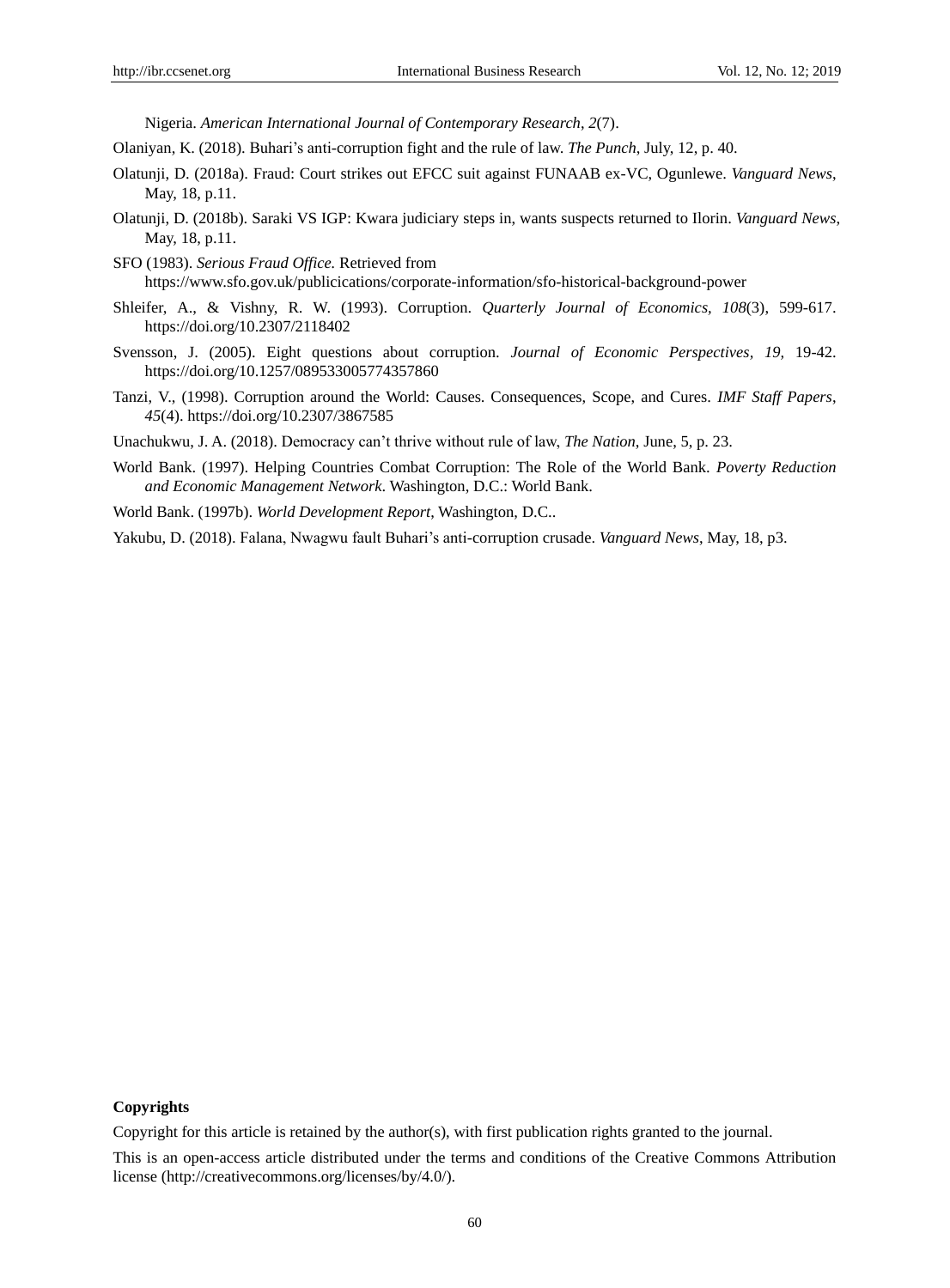Nigeria. *American International Journal of Contemporary Research*, *2*(7).

Olaniyan, K. (2018). Buhari's anti-corruption fight and the rule of law. *The Punch*, July, 12, p. 40.

Olatunji, D. (2018a). Fraud: Court strikes out EFCC suit against FUNAAB ex-VC, Ogunlewe. *Vanguard News*, May, 18, p.11.

Olatunji, D. (2018b). Saraki VS IGP: Kwara judiciary steps in, wants suspects returned to Ilorin. *Vanguard News*, May, 18, p.11.

SFO (1983). *Serious Fraud Office*. Retrieved from https://www.sfo.gov.uk/publicications/corporate-information/sfo-historical-background-power

Shleifer, A., & Vishny, R. W. (1993). Corruption. *Quarterly Journal of Economics*, *108*(3), 599-617. https://doi.org/10.2307/2118402

Svensson, J. (2005). Eight questions about corruption. *Journal of Economic Perspectives, 19,* 19-42. https://doi.org/10.1257/089533005774357860

Tanzi, V., (1998). Corruption around the World: Causes. Consequences, Scope, and Cures. *IMF Staff Papers*, *45*(4). https://doi.org/10.2307/3867585

Unachukwu, J. A. (2018). Democracy can't thrive without rule of law, *The Nation*, June, 5, p. 23.

World Bank. (1997). Helping Countries Combat Corruption: The Role of the World Bank. *Poverty Reduction and Economic Management Network*. Washington, D.C.: World Bank.

World Bank. (1997b). *World Development Report*, Washington, D.C..

Yakubu, D. (2018). Falana, Nwagwu fault Buhari's anti-corruption crusade. *Vanguard News*, May, 18, p3.

**Copyrights**

Copyright for this article is retained by the author(s), with first publication rights granted to the journal.

This is an open-access article distributed under the terms and conditions of the Creative Commons Attribution license (http://creativecommons.org/licenses/by/4.0/).